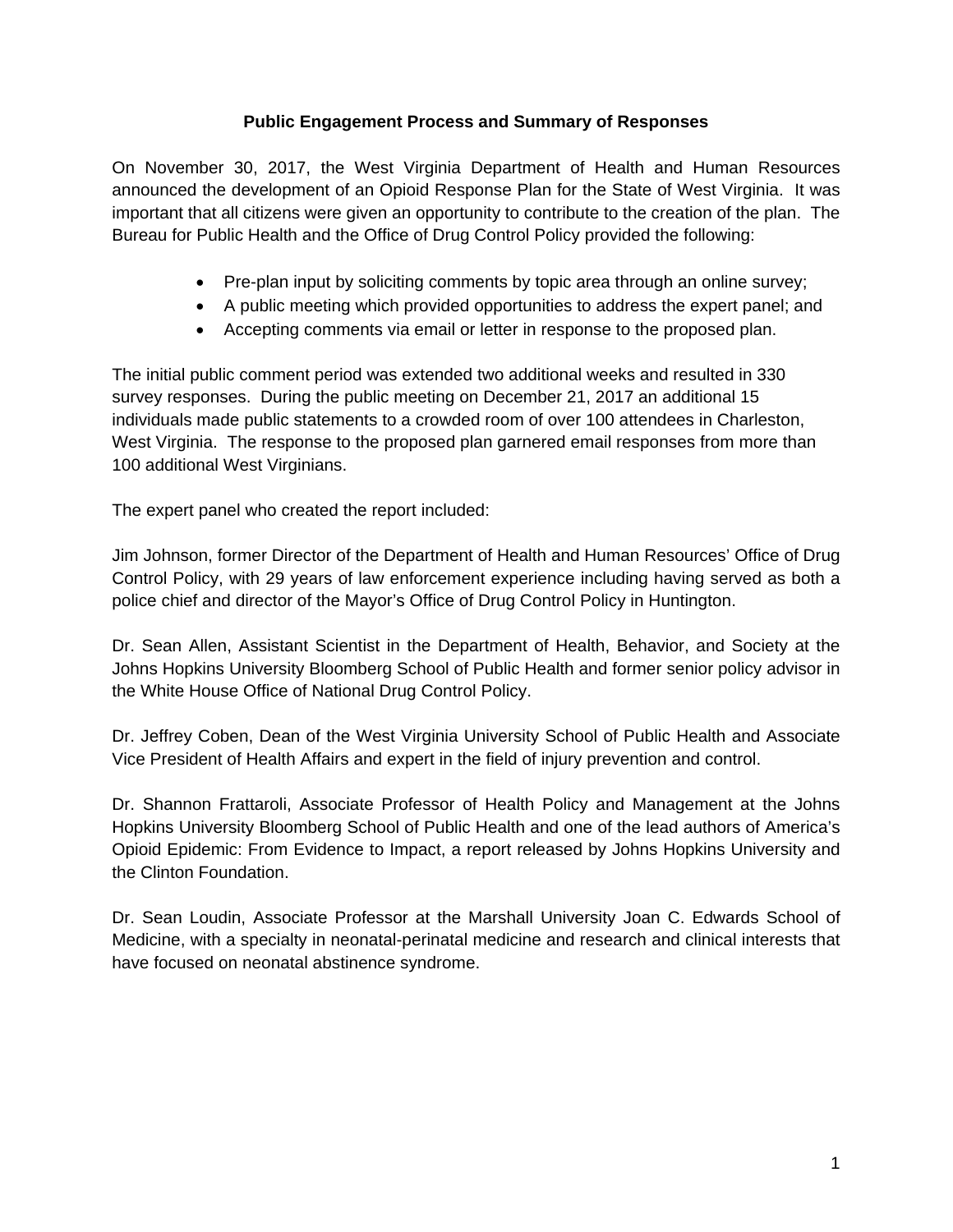## Public Engagement Process and Summary of Responses

On November 30, 2017, the West Virginia Department of Health and Human Resources announced the development of an Opioid Response Plan for the State of West Virginia. It was important that all citizens were given an opportunity to contribute to the creation of the plan. The Bureau for Public Health and the Office of Drug Control Policy provided the following:

- Pre-plan input by soliciting comments by topic area through an online survey;
- A public meeting which provided opportunities to address the expert panel; and
- Accepting comments via email or letter in response to the proposed plan.

The initial public comment period was extended two additional weeks and resulted in 330 survey responses. During the public meeting on December 21, 2017 an additional 15 individuals made public statements to a crowded room of over 100 attendees in Charleston, West Virginia. The response to the proposed plan garnered email responses from more than 100 additional West Virginians.

The expert panel who created the report included:

Jim Johnson, former Director of the Department of Health and Human Resources' Office of Drug Control Policy, with 29 years of law enforcement experience including having served as both a police chief and director of the Mayor's Office of Drug Control Policy in Huntington.

Dr. Sean Allen, Assistant Scientist in the Department of Health, Behavior, and Society at the Johns Hopkins University Bloomberg School of Public Health and former senior policy advisor in the White House Office of National Drug Control Policy.

Dr. Jeffrey Coben, Dean of the West Virginia University School of Public Health and Associate Vice President of Health Affairs and expert in the field of injury prevention and control.

Dr. Shannon Frattaroli, Associate Professor of Health Policy and Management at the Johns Hopkins University Bloomberg School of Public Health and one of the lead authors of America's Opioid Epidemic: From Evidence to Impact, a report released by Johns Hopkins University and the Clinton Foundation.

Dr. Sean Loudin, Associate Professor at the Marshall University Joan C. Edwards School of Medicine, with a specialty in neonatal-perinatal medicine and research and clinical interests that have focused on neonatal abstinence syndrome.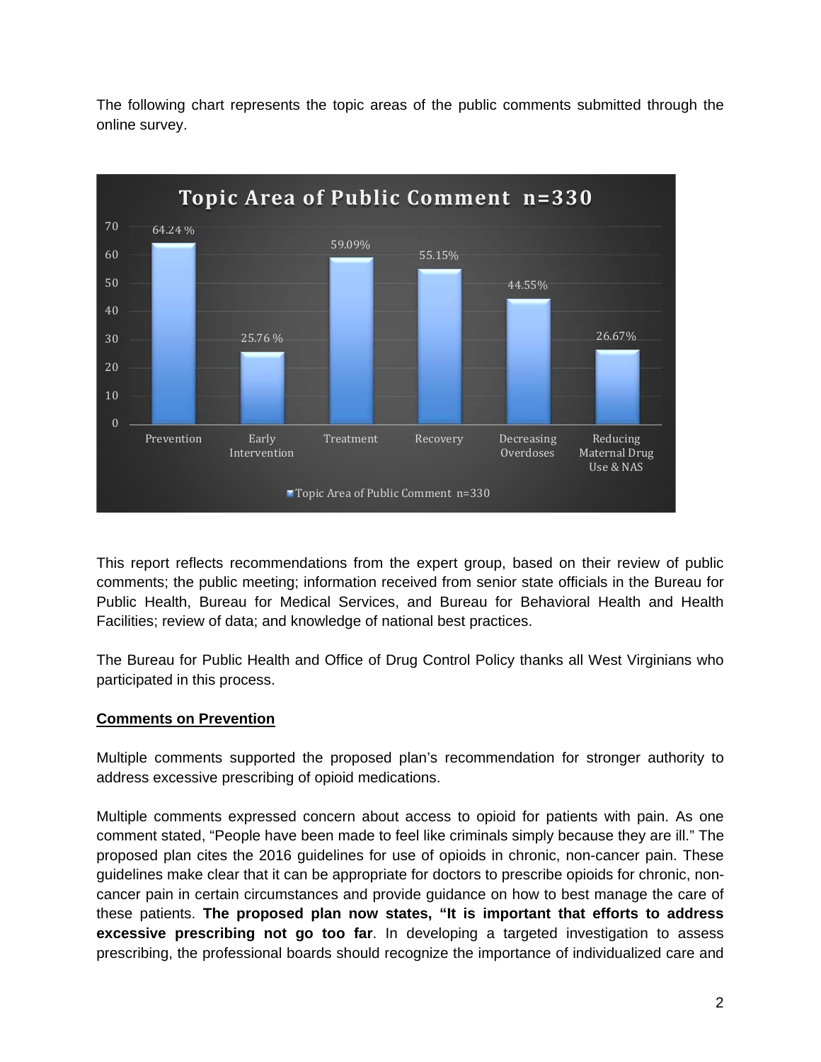The following chart represents the topic areas of the public comments submitted through the online survey.

| Topic Area of Public Comment n=330 | Percentage |
|---|---|
| Prevention | 64.24 % |
| Early Intervention | 25.76 % |
| Treatment | 59.09% |
| Recovery | 55.15% |
| Decreasing Overdoses | 44.55% |
| Reducing Maternal Drug Use & NAS | 26.67% |

This report reflects recommendations from the expert group, based on their review of public comments; the public meeting; information received from senior state officials in the Bureau for Public Health, Bureau for Medical Services, and Bureau for Behavioral Health and Health Facilities; review of data; and knowledge of national best practices.

The Bureau for Public Health and Office of Drug Control Policy thanks all West Virginians who participated in this process.

**Comments on Prevention**

Multiple comments supported the proposed plan's recommendation for stronger authority to address excessive prescribing of opioid medications.

Multiple comments expressed concern about access to opioid for patients with pain. As one comment stated, "People have been made to feel like criminals simply because they are ill." The proposed plan cites the 2016 guidelines for use of opioids in chronic, non-cancer pain. These guidelines make clear that it can be appropriate for doctors to prescribe opioids for chronic, non-cancer pain in certain circumstances and provide guidance on how to best manage the care of these patients. **The proposed plan now states, "It is important that efforts to address excessive prescribing not go too far**. In developing a targeted investigation to assess prescribing, the professional boards should recognize the importance of individualized care and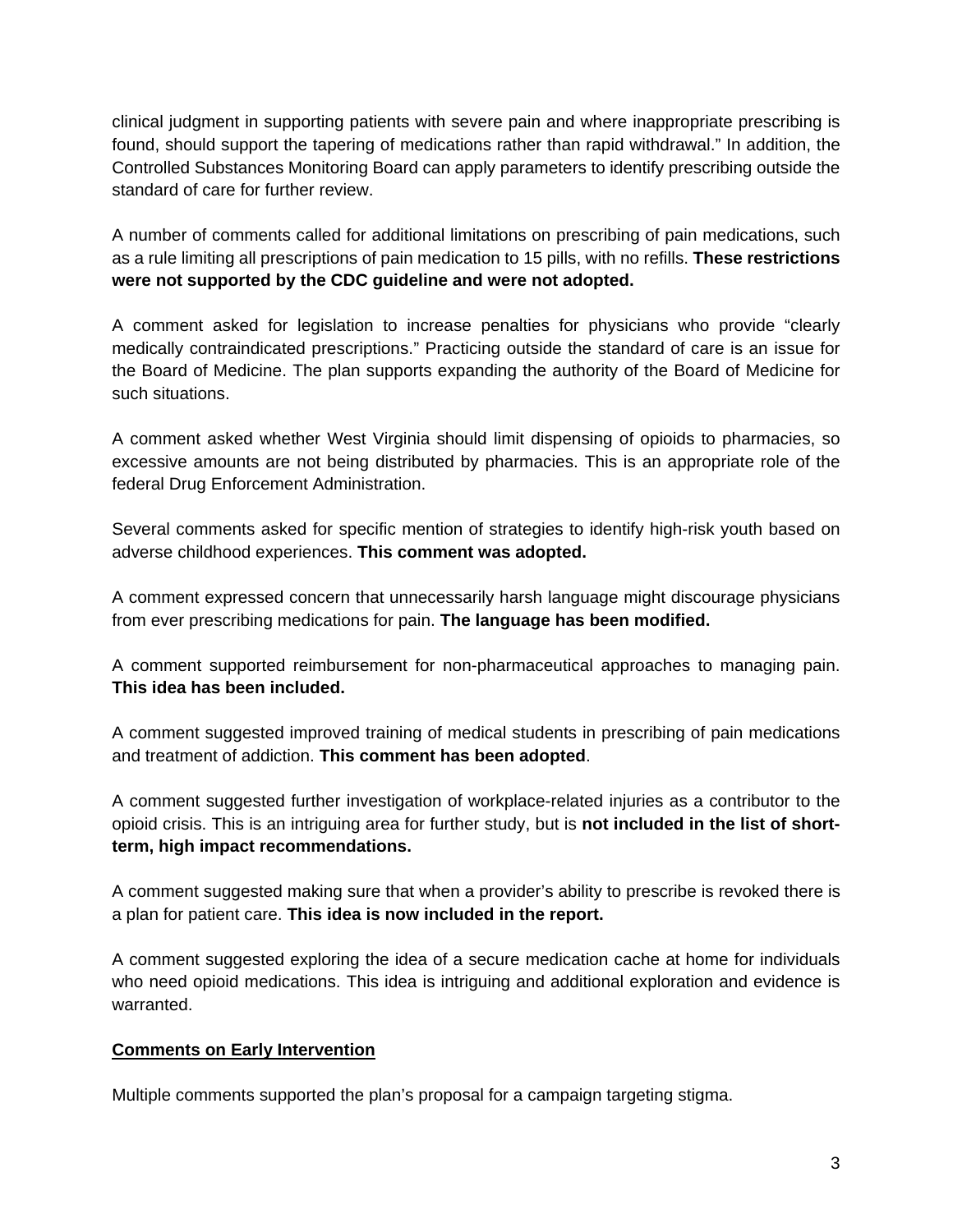clinical judgment in supporting patients with severe pain and where inappropriate prescribing is found, should support the tapering of medications rather than rapid withdrawal." In addition, the Controlled Substances Monitoring Board can apply parameters to identify prescribing outside the standard of care for further review.

A number of comments called for additional limitations on prescribing of pain medications, such as a rule limiting all prescriptions of pain medication to 15 pills, with no refills. **These restrictions were not supported by the CDC guideline and were not adopted.**

A comment asked for legislation to increase penalties for physicians who provide "clearly medically contraindicated prescriptions." Practicing outside the standard of care is an issue for the Board of Medicine. The plan supports expanding the authority of the Board of Medicine for such situations.

A comment asked whether West Virginia should limit dispensing of opioids to pharmacies, so excessive amounts are not being distributed by pharmacies. This is an appropriate role of the federal Drug Enforcement Administration.

Several comments asked for specific mention of strategies to identify high-risk youth based on adverse childhood experiences. **This comment was adopted.**

A comment expressed concern that unnecessarily harsh language might discourage physicians from ever prescribing medications for pain. **The language has been modified.**

A comment supported reimbursement for non-pharmaceutical approaches to managing pain. **This idea has been included.**

A comment suggested improved training of medical students in prescribing of pain medications and treatment of addiction. **This comment has been adopted**.

A comment suggested further investigation of workplace-related injuries as a contributor to the opioid crisis. This is an intriguing area for further study, but is **not included in the list of short-term, high impact recommendations.**

A comment suggested making sure that when a provider's ability to prescribe is revoked there is a plan for patient care. **This idea is now included in the report.**

A comment suggested exploring the idea of a secure medication cache at home for individuals who need opioid medications. This idea is intriguing and additional exploration and evidence is warranted.

**Comments on Early Intervention**

Multiple comments supported the plan's proposal for a campaign targeting stigma.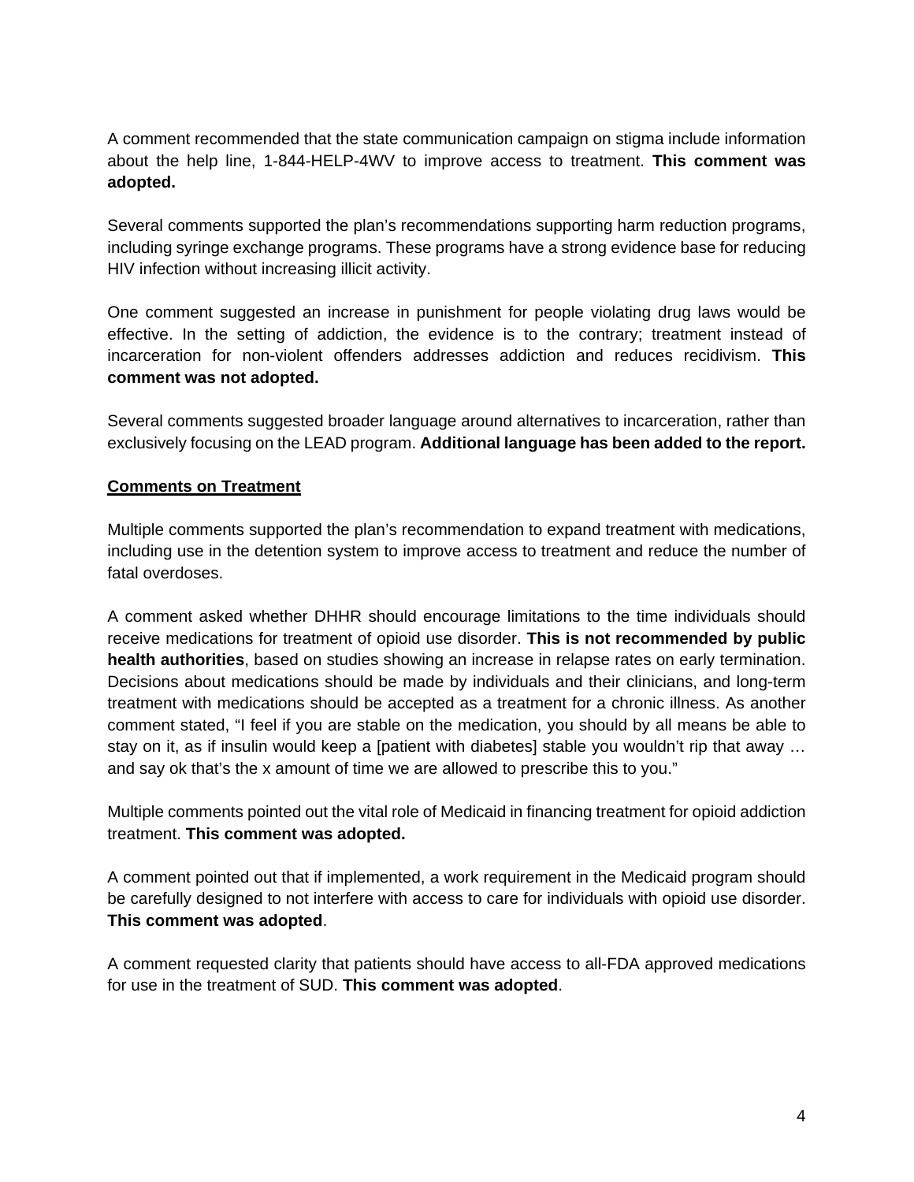A comment recommended that the state communication campaign on stigma include information about the help line, 1-844-HELP-4WV to improve access to treatment. **This comment was adopted.**

Several comments supported the plan's recommendations supporting harm reduction programs, including syringe exchange programs. These programs have a strong evidence base for reducing HIV infection without increasing illicit activity.

One comment suggested an increase in punishment for people violating drug laws would be effective. In the setting of addiction, the evidence is to the contrary; treatment instead of incarceration for non-violent offenders addresses addiction and reduces recidivism. **This comment was not adopted.**

Several comments suggested broader language around alternatives to incarceration, rather than exclusively focusing on the LEAD program. **Additional language has been added to the report.**

<u>**Comments on Treatment**</u>

Multiple comments supported the plan's recommendation to expand treatment with medications, including use in the detention system to improve access to treatment and reduce the number of fatal overdoses.

A comment asked whether DHHR should encourage limitations to the time individuals should receive medications for treatment of opioid use disorder. **This is not recommended by public health authorities**, based on studies showing an increase in relapse rates on early termination. Decisions about medications should be made by individuals and their clinicians, and long-term treatment with medications should be accepted as a treatment for a chronic illness. As another comment stated, "I feel if you are stable on the medication, you should by all means be able to stay on it, as if insulin would keep a [patient with diabetes] stable you wouldn't rip that away … and say ok that's the x amount of time we are allowed to prescribe this to you."

Multiple comments pointed out the vital role of Medicaid in financing treatment for opioid addiction treatment. **This comment was adopted.**

A comment pointed out that if implemented, a work requirement in the Medicaid program should be carefully designed to not interfere with access to care for individuals with opioid use disorder. **This comment was adopted**.

A comment requested clarity that patients should have access to all-FDA approved medications for use in the treatment of SUD. **This comment was adopted**.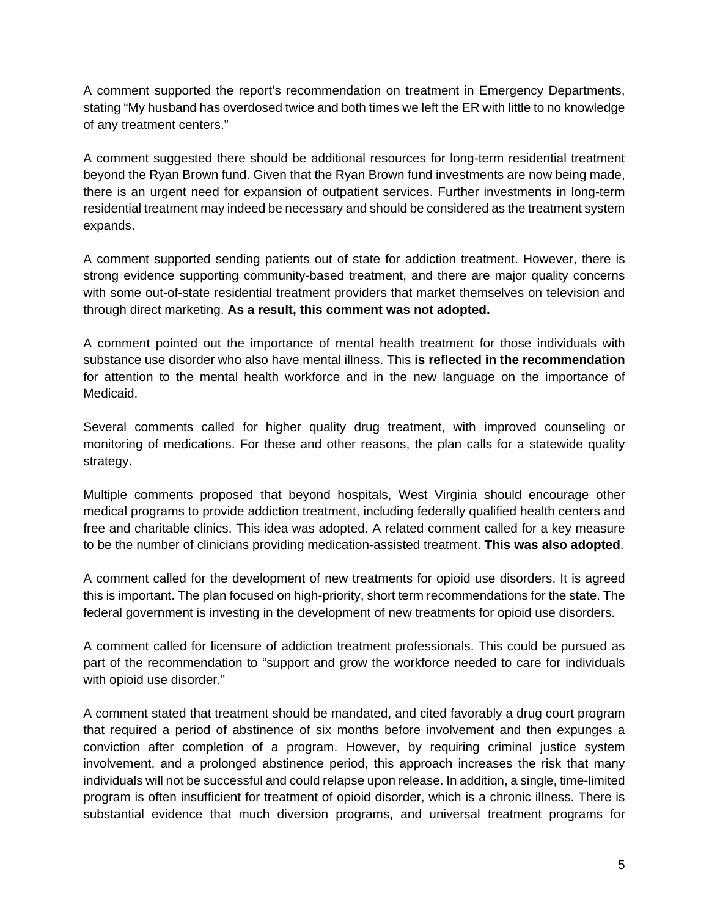A comment supported the report's recommendation on treatment in Emergency Departments, stating "My husband has overdosed twice and both times we left the ER with little to no knowledge of any treatment centers."

A comment suggested there should be additional resources for long-term residential treatment beyond the Ryan Brown fund. Given that the Ryan Brown fund investments are now being made, there is an urgent need for expansion of outpatient services. Further investments in long-term residential treatment may indeed be necessary and should be considered as the treatment system expands.

A comment supported sending patients out of state for addiction treatment. However, there is strong evidence supporting community-based treatment, and there are major quality concerns with some out-of-state residential treatment providers that market themselves on television and through direct marketing. **As a result, this comment was not adopted.**

A comment pointed out the importance of mental health treatment for those individuals with substance use disorder who also have mental illness. This **is reflected in the recommendation** for attention to the mental health workforce and in the new language on the importance of Medicaid.

Several comments called for higher quality drug treatment, with improved counseling or monitoring of medications. For these and other reasons, the plan calls for a statewide quality strategy.

Multiple comments proposed that beyond hospitals, West Virginia should encourage other medical programs to provide addiction treatment, including federally qualified health centers and free and charitable clinics. This idea was adopted. A related comment called for a key measure to be the number of clinicians providing medication-assisted treatment. **This was also adopted**.

A comment called for the development of new treatments for opioid use disorders. It is agreed this is important. The plan focused on high-priority, short term recommendations for the state. The federal government is investing in the development of new treatments for opioid use disorders.

A comment called for licensure of addiction treatment professionals. This could be pursued as part of the recommendation to "support and grow the workforce needed to care for individuals with opioid use disorder."

A comment stated that treatment should be mandated, and cited favorably a drug court program that required a period of abstinence of six months before involvement and then expunges a conviction after completion of a program. However, by requiring criminal justice system involvement, and a prolonged abstinence period, this approach increases the risk that many individuals will not be successful and could relapse upon release. In addition, a single, time-limited program is often insufficient for treatment of opioid disorder, which is a chronic illness. There is substantial evidence that much diversion programs, and universal treatment programs for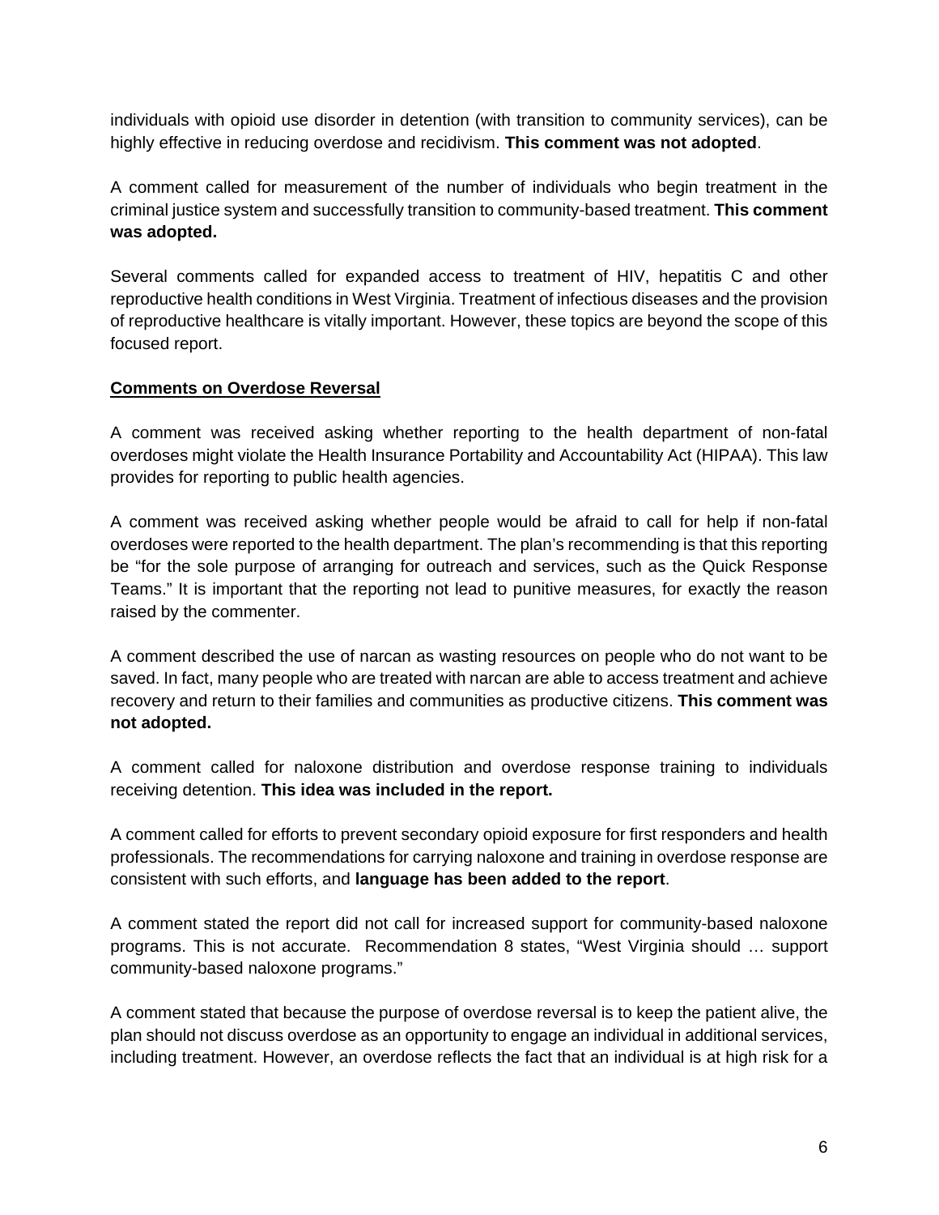individuals with opioid use disorder in detention (with transition to community services), can be highly effective in reducing overdose and recidivism. **This comment was not adopted**.

A comment called for measurement of the number of individuals who begin treatment in the criminal justice system and successfully transition to community-based treatment. **This comment was adopted.**

Several comments called for expanded access to treatment of HIV, hepatitis C and other reproductive health conditions in West Virginia. Treatment of infectious diseases and the provision of reproductive healthcare is vitally important. However, these topics are beyond the scope of this focused report.

**Comments on Overdose Reversal**

A comment was received asking whether reporting to the health department of non-fatal overdoses might violate the Health Insurance Portability and Accountability Act (HIPAA). This law provides for reporting to public health agencies.

A comment was received asking whether people would be afraid to call for help if non-fatal overdoses were reported to the health department. The plan's recommending is that this reporting be "for the sole purpose of arranging for outreach and services, such as the Quick Response Teams." It is important that the reporting not lead to punitive measures, for exactly the reason raised by the commenter.

A comment described the use of narcan as wasting resources on people who do not want to be saved. In fact, many people who are treated with narcan are able to access treatment and achieve recovery and return to their families and communities as productive citizens. **This comment was not adopted.**

A comment called for naloxone distribution and overdose response training to individuals receiving detention. **This idea was included in the report.**

A comment called for efforts to prevent secondary opioid exposure for first responders and health professionals. The recommendations for carrying naloxone and training in overdose response are consistent with such efforts, and **language has been added to the report**.

A comment stated the report did not call for increased support for community-based naloxone programs. This is not accurate. Recommendation 8 states, "West Virginia should … support community-based naloxone programs."

A comment stated that because the purpose of overdose reversal is to keep the patient alive, the plan should not discuss overdose as an opportunity to engage an individual in additional services, including treatment. However, an overdose reflects the fact that an individual is at high risk for a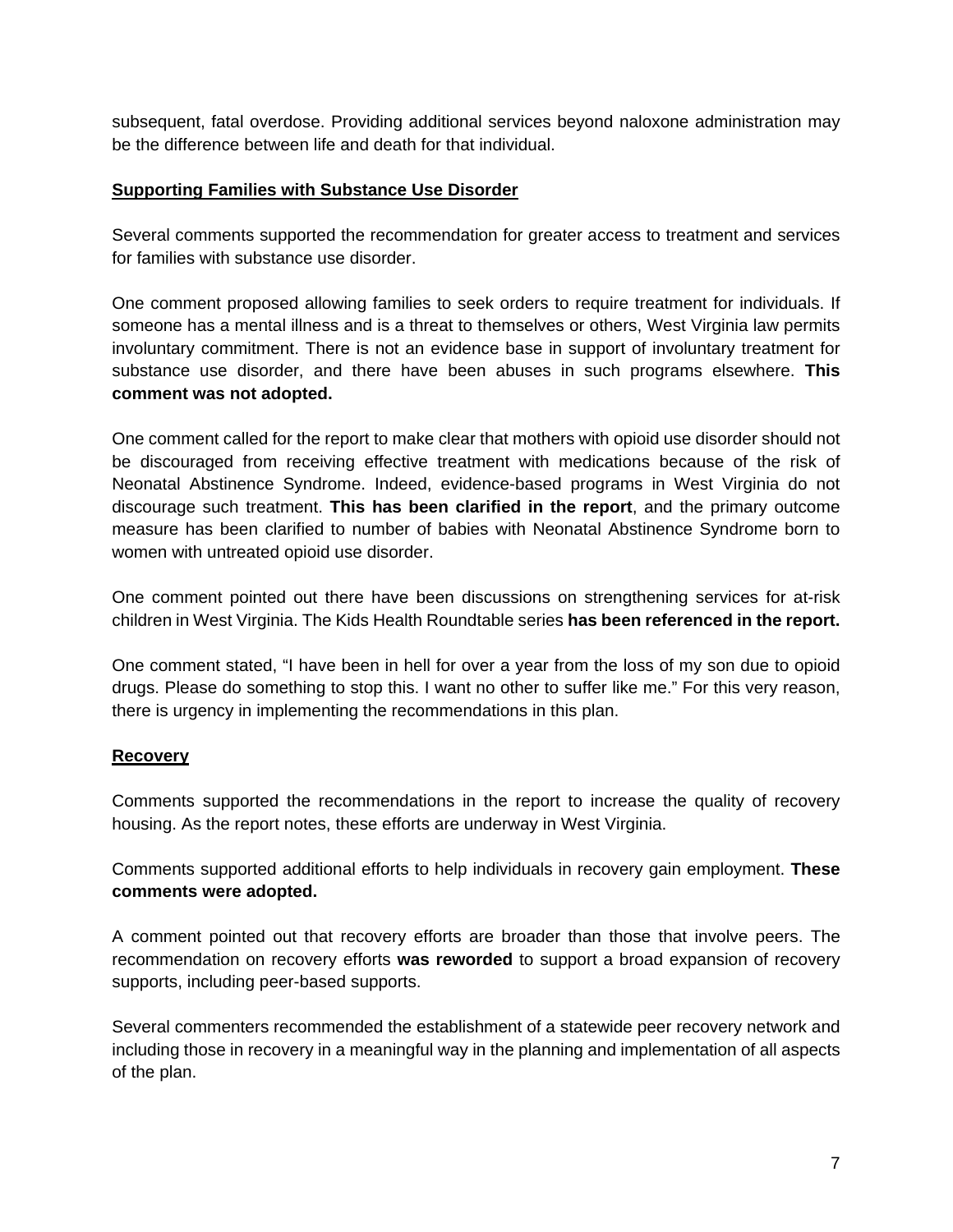subsequent, fatal overdose. Providing additional services beyond naloxone administration may be the difference between life and death for that individual.

## Supporting Families with Substance Use Disorder

Several comments supported the recommendation for greater access to treatment and services for families with substance use disorder.

One comment proposed allowing families to seek orders to require treatment for individuals. If someone has a mental illness and is a threat to themselves or others, West Virginia law permits involuntary commitment. There is not an evidence base in support of involuntary treatment for substance use disorder, and there have been abuses in such programs elsewhere. **This comment was not adopted.**

One comment called for the report to make clear that mothers with opioid use disorder should not be discouraged from receiving effective treatment with medications because of the risk of Neonatal Abstinence Syndrome. Indeed, evidence-based programs in West Virginia do not discourage such treatment. **This has been clarified in the report**, and the primary outcome measure has been clarified to number of babies with Neonatal Abstinence Syndrome born to women with untreated opioid use disorder.

One comment pointed out there have been discussions on strengthening services for at-risk children in West Virginia. The Kids Health Roundtable series **has been referenced in the report.**

One comment stated, “I have been in hell for over a year from the loss of my son due to opioid drugs. Please do something to stop this. I want no other to suffer like me.” For this very reason, there is urgency in implementing the recommendations in this plan.

## Recovery

Comments supported the recommendations in the report to increase the quality of recovery housing. As the report notes, these efforts are underway in West Virginia.

Comments supported additional efforts to help individuals in recovery gain employment. **These comments were adopted.**

A comment pointed out that recovery efforts are broader than those that involve peers. The recommendation on recovery efforts **was reworded** to support a broad expansion of recovery supports, including peer-based supports.

Several commenters recommended the establishment of a statewide peer recovery network and including those in recovery in a meaningful way in the planning and implementation of all aspects of the plan.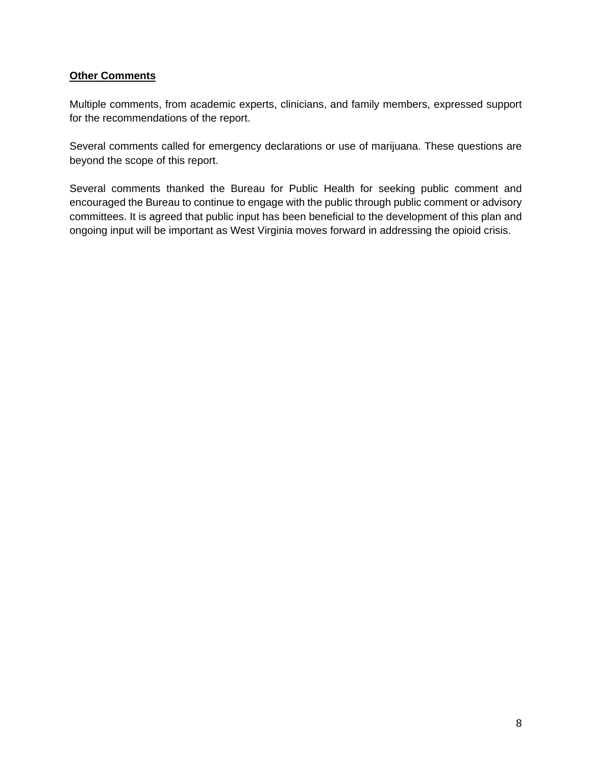**Other Comments**

Multiple comments, from academic experts, clinicians, and family members, expressed support for the recommendations of the report.

Several comments called for emergency declarations or use of marijuana. These questions are beyond the scope of this report.

Several comments thanked the Bureau for Public Health for seeking public comment and encouraged the Bureau to continue to engage with the public through public comment or advisory committees. It is agreed that public input has been beneficial to the development of this plan and ongoing input will be important as West Virginia moves forward in addressing the opioid crisis.